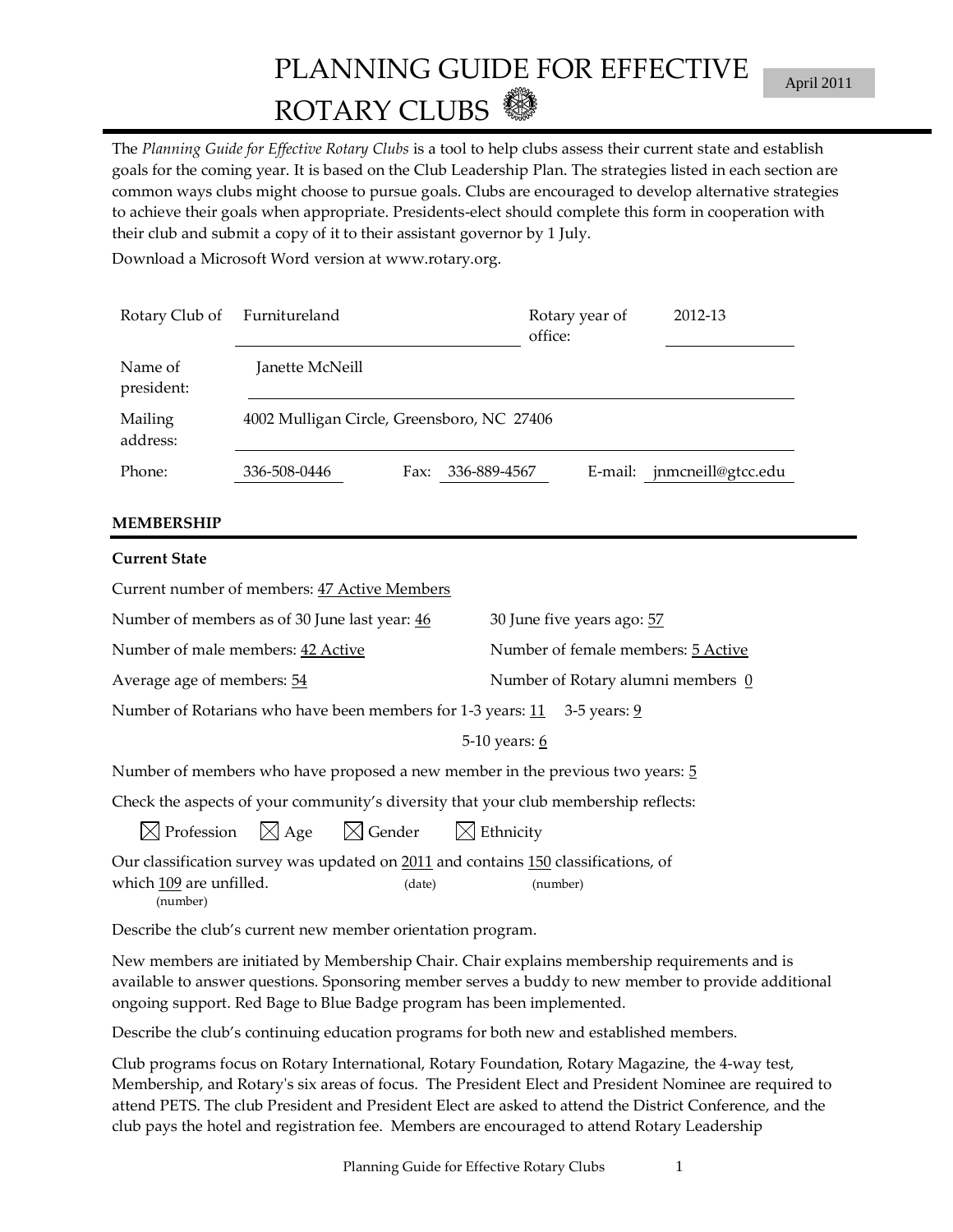# PLANNING GUIDE FOR EFFECTIVE ROTARY CLUBS

April 2011

The *Planning Guide for Effective Rotary Clubs* is a tool to help clubs assess their current state and establish goals for the coming year. It is based on the Club Leadership Plan. The strategies listed in each section are common ways clubs might choose to pursue goals. Clubs are encouraged to develop alternative strategies to achieve their goals when appropriate. Presidents-elect should complete this form in cooperation with their club and submit a copy of it to their assistant governor by 1 July.

Download a Microsoft Word version at www.rotary.org.

Rotary Club of: Furnitureland

Rotary year of office: 2012-13

Name of president: Janette McNeill

Mailing address: 4002 Mulligan Circle, Greensboro, NC 27406

Phone: 336-508-0446  Fax: 336-889-4567  E-mail: jnmcneill@gtcc.edu

## MEMBERSHIP

### Current State

Current number of members: 47 Active Members

Number of members as of 30 June last year: 46  30 June five years ago: 57

Number of male members: 42 Active  Number of female members: 5 Active

Average age of members: 54  Number of Rotary alumni members 0

Number of Rotarians who have been members for 1-3 years: 11  3-5 years: 9  5-10 years: 6

Number of members who have proposed a new member in the previous two years: 5

Check the aspects of your community's diversity that your club membership reflects:

☒ Profession ☒ Age ☒ Gender ☒ Ethnicity

Our classification survey was updated on 2011 (date) and contains 150 (number) classifications, of which 109 (number) are unfilled.

Describe the club's current new member orientation program.

New members are initiated by Membership Chair. Chair explains membership requirements and is available to answer questions. Sponsoring member serves a buddy to new member to provide additional ongoing support. Red Bage to Blue Badge program has been implemented.

Describe the club's continuing education programs for both new and established members.

Club programs focus on Rotary International, Rotary Foundation, Rotary Magazine, the 4-way test, Membership, and Rotary's six areas of focus. The President Elect and President Nominee are required to attend PETS. The club President and President Elect are asked to attend the District Conference, and the club pays the hotel and registration fee. Members are encouraged to attend Rotary Leadership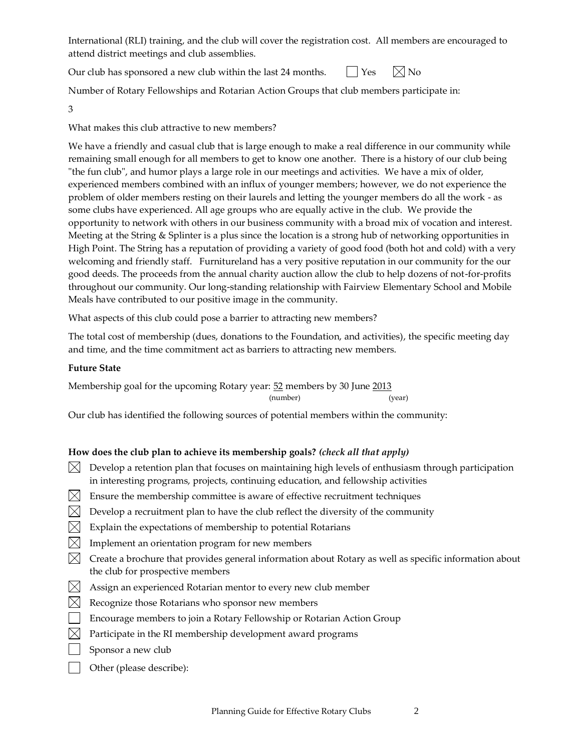International (RLI) training, and the club will cover the registration cost. All members are encouraged to attend district meetings and club assemblies.

Our club has sponsored a new club within the last 24 months. ☐ Yes ☒ No

Number of Rotary Fellowships and Rotarian Action Groups that club members participate in:

3

What makes this club attractive to new members?

We have a friendly and casual club that is large enough to make a real difference in our community while remaining small enough for all members to get to know one another. There is a history of our club being "the fun club", and humor plays a large role in our meetings and activities. We have a mix of older, experienced members combined with an influx of younger members; however, we do not experience the problem of older members resting on their laurels and letting the younger members do all the work - as some clubs have experienced. All age groups who are equally active in the club. We provide the opportunity to network with others in our business community with a broad mix of vocation and interest. Meeting at the String & Splinter is a plus since the location is a strong hub of networking opportunities in High Point. The String has a reputation of providing a variety of good food (both hot and cold) with a very welcoming and friendly staff. Furnitureland has a very positive reputation in our community for the our good deeds. The proceeds from the annual charity auction allow the club to help dozens of not-for-profits throughout our community. Our long-standing relationship with Fairview Elementary School and Mobile Meals have contributed to our positive image in the community.

What aspects of this club could pose a barrier to attracting new members?

The total cost of membership (dues, donations to the Foundation, and activities), the specific meeting day and time, and the time commitment act as barriers to attracting new members.

**Future State**

Membership goal for the upcoming Rotary year: 52 (number) members by 30 June 2013 (year)

Our club has identified the following sources of potential members within the community:

**How does the club plan to achieve its membership goals?** ***(check all that apply)***

- ☒ Develop a retention plan that focuses on maintaining high levels of enthusiasm through participation in interesting programs, projects, continuing education, and fellowship activities
- ☒ Ensure the membership committee is aware of effective recruitment techniques
- ☒ Develop a recruitment plan to have the club reflect the diversity of the community
- ☒ Explain the expectations of membership to potential Rotarians
- ☒ Implement an orientation program for new members
- ☒ Create a brochure that provides general information about Rotary as well as specific information about the club for prospective members
- ☒ Assign an experienced Rotarian mentor to every new club member
- ☒ Recognize those Rotarians who sponsor new members
- ☐ Encourage members to join a Rotary Fellowship or Rotarian Action Group
- ☒ Participate in the RI membership development award programs
- ☐ Sponsor a new club
- ☐ Other (please describe):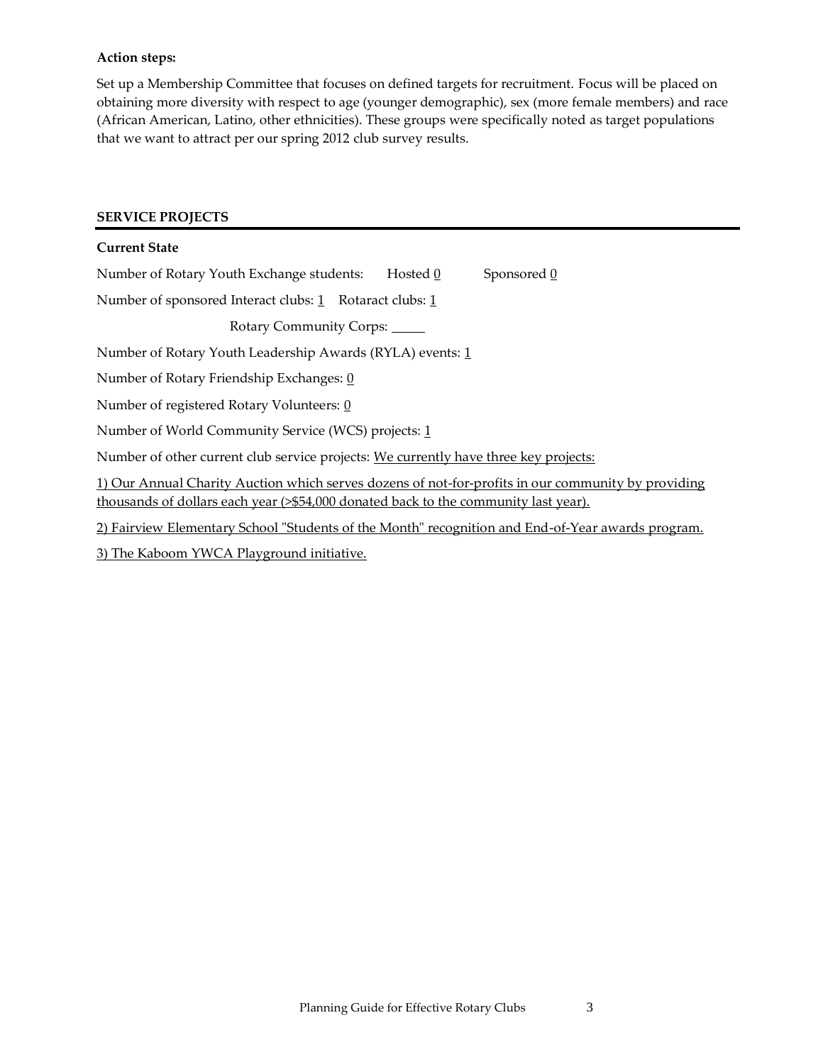**Action steps:**

Set up a Membership Committee that focuses on defined targets for recruitment. Focus will be placed on obtaining more diversity with respect to age (younger demographic), sex (more female members) and race (African American, Latino, other ethnicities). These groups were specifically noted as target populations that we want to attract per our spring 2012 club survey results.

## SERVICE PROJECTS

**Current State**

Number of Rotary Youth Exchange students: Hosted 0 Sponsored 0

Number of sponsored Interact clubs: 1 Rotaract clubs: 1

Rotary Community Corps: _____

Number of Rotary Youth Leadership Awards (RYLA) events: 1

Number of Rotary Friendship Exchanges: 0

Number of registered Rotary Volunteers: 0

Number of World Community Service (WCS) projects: 1

Number of other current club service projects: We currently have three key projects:

1) Our Annual Charity Auction which serves dozens of not-for-profits in our community by providing thousands of dollars each year (>$54,000 donated back to the community last year).

2) Fairview Elementary School "Students of the Month" recognition and End-of-Year awards program.

3) The Kaboom YWCA Playground initiative.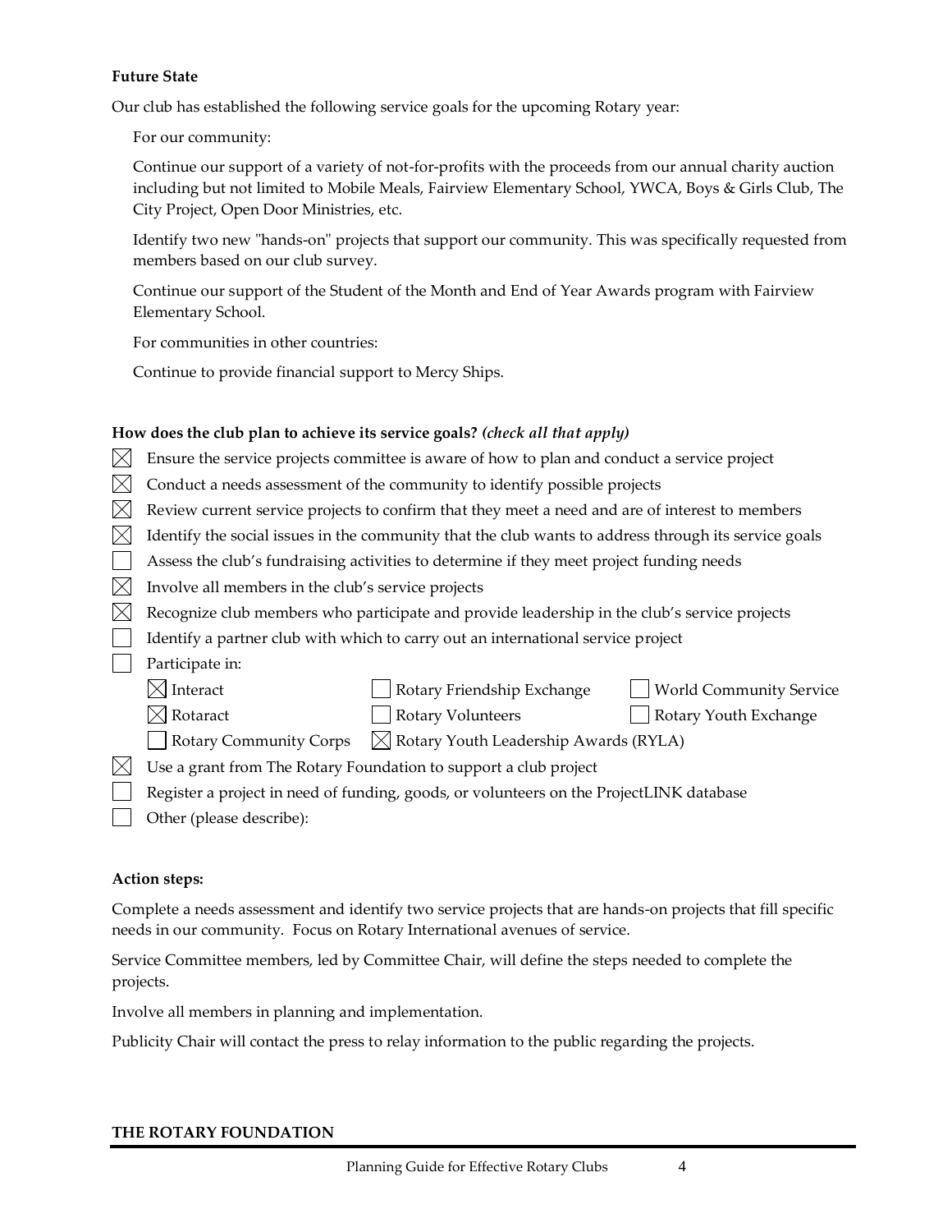**Future State**

Our club has established the following service goals for the upcoming Rotary year:

For our community:

Continue our support of a variety of not-for-profits with the proceeds from our annual charity auction including but not limited to Mobile Meals, Fairview Elementary School, YWCA, Boys & Girls Club, The City Project, Open Door Ministries, etc.

Identify two new "hands-on" projects that support our community. This was specifically requested from members based on our club survey.

Continue our support of the Student of the Month and End of Year Awards program with Fairview Elementary School.

For communities in other countries:

Continue to provide financial support to Mercy Ships.

**How does the club plan to achieve its service goals?** ***(check all that apply)***

- [x] Ensure the service projects committee is aware of how to plan and conduct a service project
- [x] Conduct a needs assessment of the community to identify possible projects
- [x] Review current service projects to confirm that they meet a need and are of interest to members
- [x] Identify the social issues in the community that the club wants to address through its service goals
- [ ] Assess the club's fundraising activities to determine if they meet project funding needs
- [x] Involve all members in the club's service projects
- [x] Recognize club members who participate and provide leadership in the club's service projects
- [ ] Identify a partner club with which to carry out an international service project
- [ ] Participate in:
  - [x] Interact
  - [ ] Rotary Friendship Exchange
  - [ ] World Community Service
  - [x] Rotaract
  - [ ] Rotary Volunteers
  - [ ] Rotary Youth Exchange
  - [ ] Rotary Community Corps
  - [x] Rotary Youth Leadership Awards (RYLA)
- [x] Use a grant from The Rotary Foundation to support a club project
- [ ] Register a project in need of funding, goods, or volunteers on the ProjectLINK database
- [ ] Other (please describe):

**Action steps:**

Complete a needs assessment and identify two service projects that are hands-on projects that fill specific needs in our community. Focus on Rotary International avenues of service.

Service Committee members, led by Committee Chair, will define the steps needed to complete the projects.

Involve all members in planning and implementation.

Publicity Chair will contact the press to relay information to the public regarding the projects.

**THE ROTARY FOUNDATION**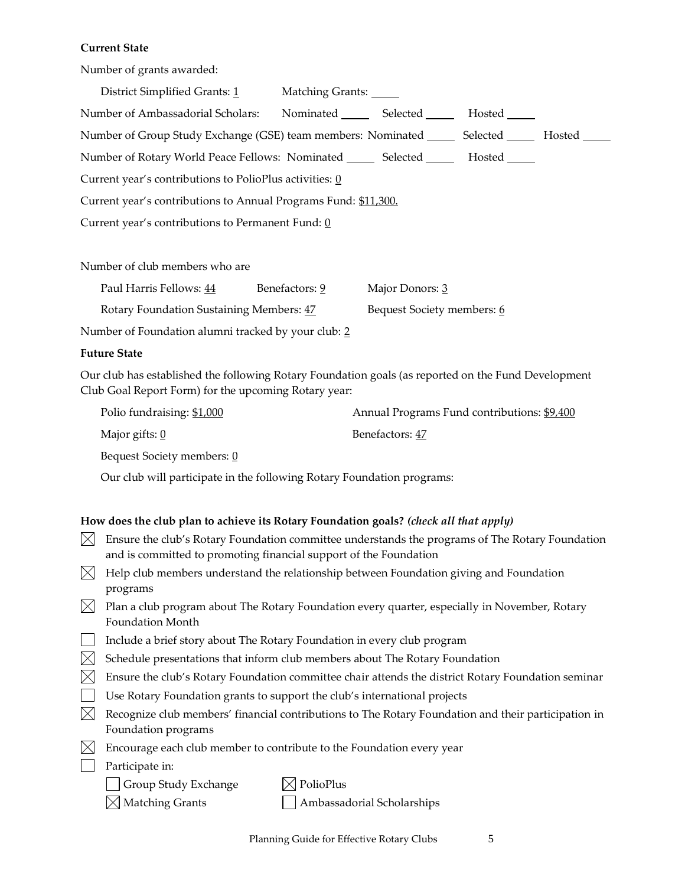**Current State**

Number of grants awarded:

District Simplified Grants: 1 Matching Grants: _____

Number of Ambassadorial Scholars: Nominated _____ Selected _____ Hosted _____

Number of Group Study Exchange (GSE) team members: Nominated _____ Selected _____ Hosted _____

Number of Rotary World Peace Fellows: Nominated _____ Selected _____ Hosted _____

Current year's contributions to PolioPlus activities: 0

Current year's contributions to Annual Programs Fund: $11,300.

Current year's contributions to Permanent Fund: 0

Number of club members who are

Paul Harris Fellows: 44 Benefactors: 9 Major Donors: 3

Rotary Foundation Sustaining Members: 47 Bequest Society members: 6

Number of Foundation alumni tracked by your club: 2

**Future State**

Our club has established the following Rotary Foundation goals (as reported on the Fund Development Club Goal Report Form) for the upcoming Rotary year:

Polio fundraising: $1,000 Annual Programs Fund contributions: $9,400

Major gifts: 0 Benefactors: 47

Bequest Society members: 0

Our club will participate in the following Rotary Foundation programs:

**How does the club plan to achieve its Rotary Foundation goals?** ***(check all that apply)***

- [x] Ensure the club's Rotary Foundation committee understands the programs of The Rotary Foundation and is committed to promoting financial support of the Foundation
- [x] Help club members understand the relationship between Foundation giving and Foundation programs
- [x] Plan a club program about The Rotary Foundation every quarter, especially in November, Rotary Foundation Month
- [ ] Include a brief story about The Rotary Foundation in every club program
- [x] Schedule presentations that inform club members about The Rotary Foundation
- [x] Ensure the club's Rotary Foundation committee chair attends the district Rotary Foundation seminar
- [ ] Use Rotary Foundation grants to support the club's international projects
- [x] Recognize club members' financial contributions to The Rotary Foundation and their participation in Foundation programs
- [x] Encourage each club member to contribute to the Foundation every year
- [ ] Participate in:
  - [ ] Group Study Exchange
  - [x] PolioPlus
  - [x] Matching Grants
  - [ ] Ambassadorial Scholarships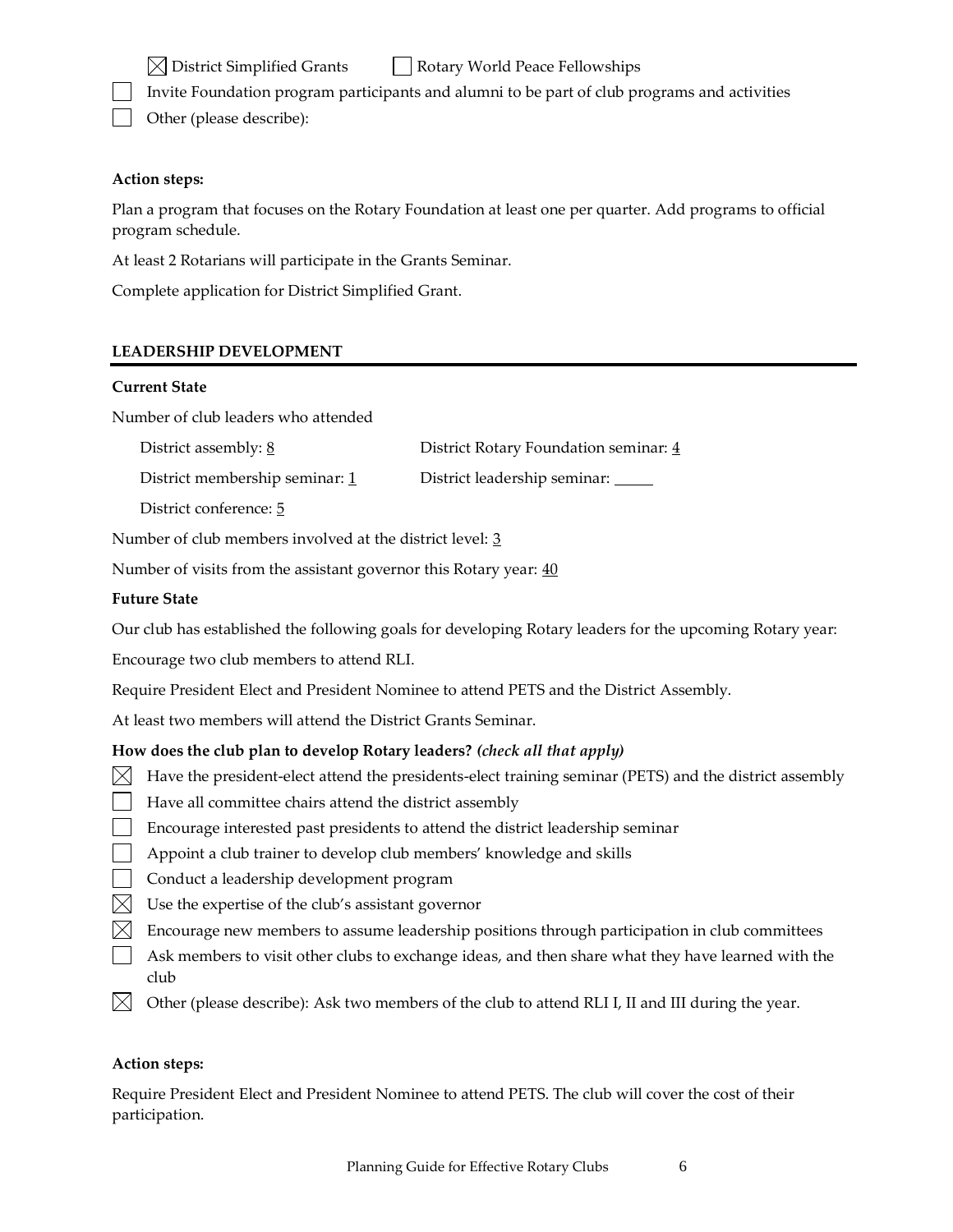☒ District Simplified Grants ☐ Rotary World Peace Fellowships

☐ Invite Foundation program participants and alumni to be part of club programs and activities

☐ Other (please describe):

**Action steps:**

Plan a program that focuses on the Rotary Foundation at least one per quarter. Add programs to official program schedule.

At least 2 Rotarians will participate in the Grants Seminar.

Complete application for District Simplified Grant.

## LEADERSHIP DEVELOPMENT

**Current State**

Number of club leaders who attended

District assembly: 8 District Rotary Foundation seminar: 4

District membership seminar: 1 District leadership seminar: _____

District conference: 5

Number of club members involved at the district level: 3

Number of visits from the assistant governor this Rotary year: 40

**Future State**

Our club has established the following goals for developing Rotary leaders for the upcoming Rotary year:

Encourage two club members to attend RLI.

Require President Elect and President Nominee to attend PETS and the District Assembly.

At least two members will attend the District Grants Seminar.

**How does the club plan to develop Rotary leaders?** ***(check all that apply)***

☒ Have the president-elect attend the presidents-elect training seminar (PETS) and the district assembly

☐ Have all committee chairs attend the district assembly

☐ Encourage interested past presidents to attend the district leadership seminar

☐ Appoint a club trainer to develop club members' knowledge and skills

☐ Conduct a leadership development program

☒ Use the expertise of the club's assistant governor

☒ Encourage new members to assume leadership positions through participation in club committees

☐ Ask members to visit other clubs to exchange ideas, and then share what they have learned with the club

☒ Other (please describe): Ask two members of the club to attend RLI I, II and III during the year.

**Action steps:**

Require President Elect and President Nominee to attend PETS. The club will cover the cost of their participation.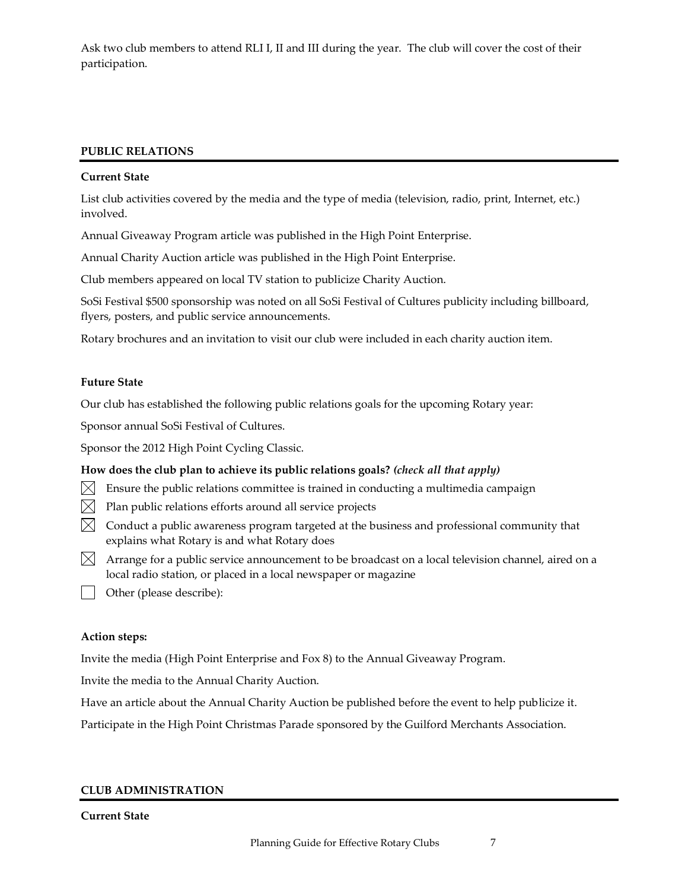Ask two club members to attend RLI I, II and III during the year. The club will cover the cost of their participation.

## PUBLIC RELATIONS

**Current State**

List club activities covered by the media and the type of media (television, radio, print, Internet, etc.) involved.

Annual Giveaway Program article was published in the High Point Enterprise.

Annual Charity Auction article was published in the High Point Enterprise.

Club members appeared on local TV station to publicize Charity Auction.

SoSi Festival $500 sponsorship was noted on all SoSi Festival of Cultures publicity including billboard, flyers, posters, and public service announcements.

Rotary brochures and an invitation to visit our club were included in each charity auction item.

**Future State**

Our club has established the following public relations goals for the upcoming Rotary year:

Sponsor annual SoSi Festival of Cultures.

Sponsor the 2012 High Point Cycling Classic.

**How does the club plan to achieve its public relations goals?** ***(check all that apply)***

- [x] Ensure the public relations committee is trained in conducting a multimedia campaign
- [x] Plan public relations efforts around all service projects
- [x] Conduct a public awareness program targeted at the business and professional community that explains what Rotary is and what Rotary does
- [x] Arrange for a public service announcement to be broadcast on a local television channel, aired on a local radio station, or placed in a local newspaper or magazine
- [ ] Other (please describe):

**Action steps:**

Invite the media (High Point Enterprise and Fox 8) to the Annual Giveaway Program.

Invite the media to the Annual Charity Auction.

Have an article about the Annual Charity Auction be published before the event to help publicize it.

Participate in the High Point Christmas Parade sponsored by the Guilford Merchants Association.

## CLUB ADMINISTRATION

**Current State**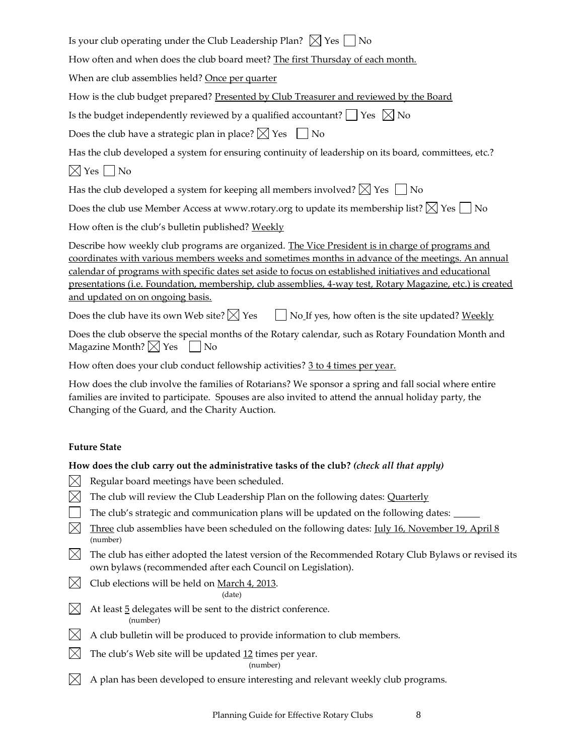Is your club operating under the Club Leadership Plan? ☒ Yes ☐ No

How often and when does the club board meet? The first Thursday of each month.

When are club assemblies held? Once per quarter

How is the club budget prepared? Presented by Club Treasurer and reviewed by the Board

Is the budget independently reviewed by a qualified accountant? ☐ Yes ☒ No

Does the club have a strategic plan in place? ☒ Yes ☐ No

Has the club developed a system for ensuring continuity of leadership on its board, committees, etc.?

☒ Yes ☐ No

Has the club developed a system for keeping all members involved? ☒ Yes ☐ No

Does the club use Member Access at www.rotary.org to update its membership list? ☒ Yes ☐ No

How often is the club's bulletin published? Weekly

Describe how weekly club programs are organized. The Vice President is in charge of programs and coordinates with various members weeks and sometimes months in advance of the meetings. An annual calendar of programs with specific dates set aside to focus on established initiatives and educational presentations (i.e. Foundation, membership, club assemblies, 4-way test, Rotary Magazine, etc.) is created and updated on on ongoing basis.

Does the club have its own Web site? ☒ Yes ☐ No If yes, how often is the site updated? Weekly

Does the club observe the special months of the Rotary calendar, such as Rotary Foundation Month and Magazine Month? ☒ Yes ☐ No

How often does your club conduct fellowship activities? 3 to 4 times per year.

How does the club involve the families of Rotarians? We sponsor a spring and fall social where entire families are invited to participate. Spouses are also invited to attend the annual holiday party, the Changing of the Guard, and the Charity Auction.

**Future State**

**How does the club carry out the administrative tasks of the club?** ***(check all that apply)***

☒ Regular board meetings have been scheduled.

☒ The club will review the Club Leadership Plan on the following dates: Quarterly

☐ The club's strategic and communication plans will be updated on the following dates: ______

☒ Three (number) club assemblies have been scheduled on the following dates: July 16, November 19, April 8

☒ The club has either adopted the latest version of the Recommended Rotary Club Bylaws or revised its own bylaws (recommended after each Council on Legislation).

☒ Club elections will be held on March 4, 2013 (date).

☒ At least 5 (number) delegates will be sent to the district conference.

☒ A club bulletin will be produced to provide information to club members.

☒ The club's Web site will be updated 12 (number) times per year.

☒ A plan has been developed to ensure interesting and relevant weekly club programs.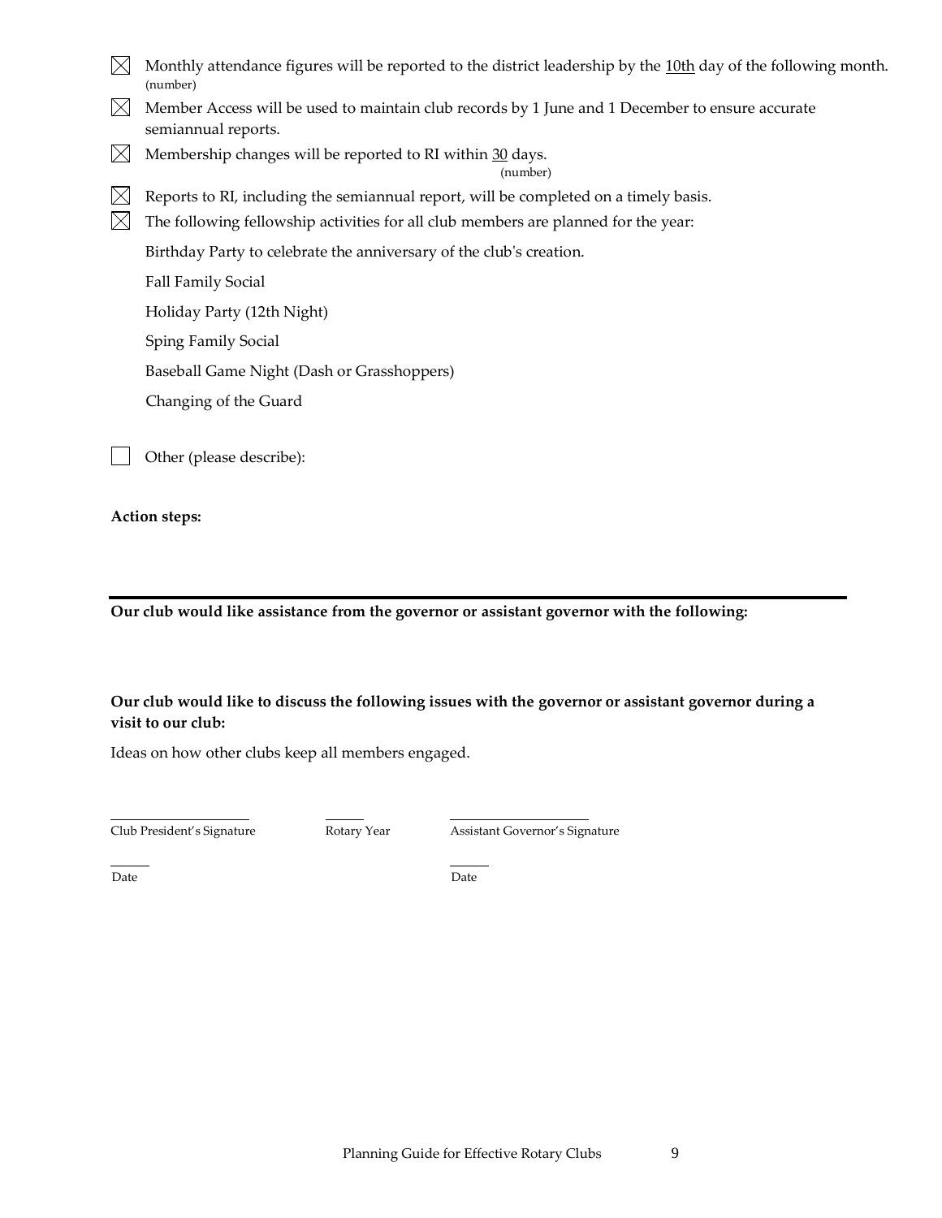- [x] Monthly attendance figures will be reported to the district leadership by the 10th day of the following month. (number)
- [x] Member Access will be used to maintain club records by 1 June and 1 December to ensure accurate semiannual reports.
- [x] Membership changes will be reported to RI within 30 days. (number)
- [x] Reports to RI, including the semiannual report, will be completed on a timely basis.
- [x] The following fellowship activities for all club members are planned for the year:

  Birthday Party to celebrate the anniversary of the club's creation.

  Fall Family Social

  Holiday Party (12th Night)

  Sping Family Social

  Baseball Game Night (Dash or Grasshoppers)

  Changing of the Guard

- [ ] Other (please describe):

**Action steps:**

---

**Our club would like assistance from the governor or assistant governor with the following:**

**Our club would like to discuss the following issues with the governor or assistant governor during a visit to our club:**

Ideas on how other clubs keep all members engaged.

| ____________________ | ______ | ____________________ |
|---|---|---|
| Club President's Signature | Rotary Year | Assistant Governor's Signature |
| ______ | | ______ |
| Date | | Date |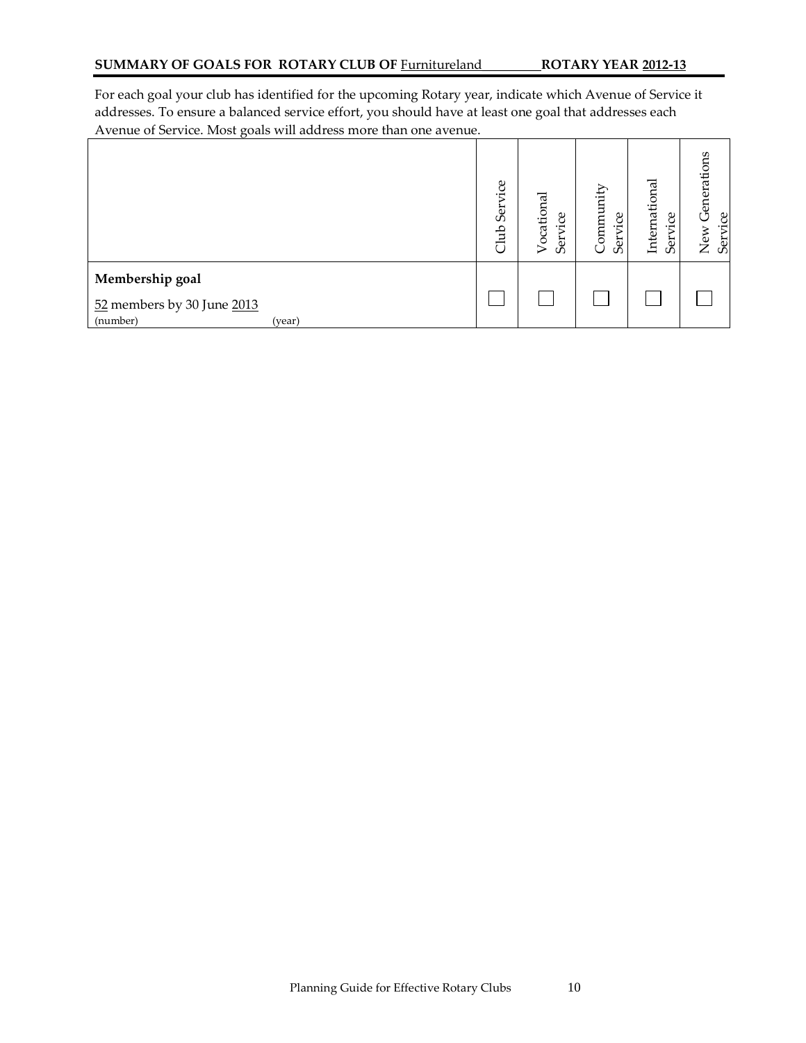**SUMMARY OF GOALS FOR ROTARY CLUB OF** Furnitureland **ROTARY YEAR 2012-13**

For each goal your club has identified for the upcoming Rotary year, indicate which Avenue of Service it addresses. To ensure a balanced service effort, you should have at least one goal that addresses each Avenue of Service. Most goals will address more than one avenue.

| | Club Service | Vocational Service | Community Service | International Service | New Generations Service |
|---|---|---|---|---|---|
| **Membership goal**<br>52 members by 30 June 2013<br>(number) (year) | ☐ | ☐ | ☐ | ☐ | ☐ |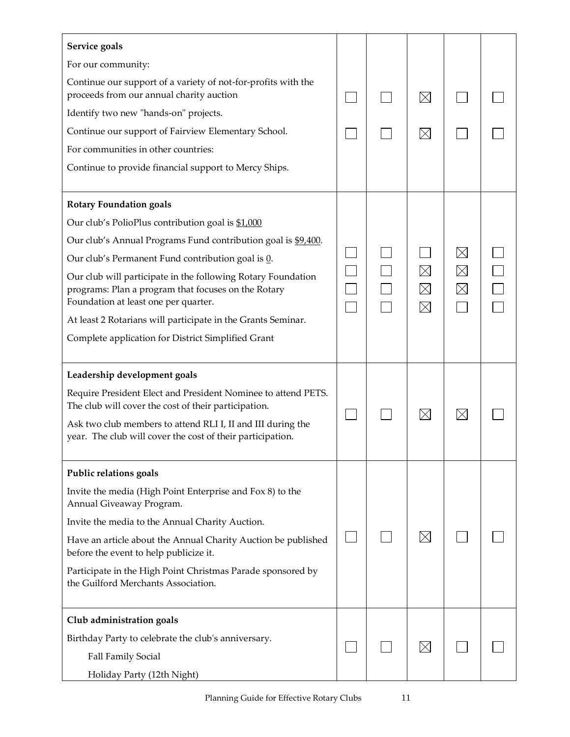| Goals | | | | | |
|---|---|---|---|---|---|
| **Service goals**<br>For our community:<br>Continue our support of a variety of not-for-profits with the proceeds from our annual charity auction<br>Identify two new "hands-on" projects.<br>Continue our support of Fairview Elementary School.<br>For communities in other countries:<br>Continue to provide financial support to Mercy Ships. | ☐<br>☐ | ☐<br>☐ | ☒<br>☒ | ☐<br>☐ | ☐<br>☐ |
| **Rotary Foundation goals**<br>Our club's PolioPlus contribution goal is $1,000<br>Our club's Annual Programs Fund contribution goal is $9,400.<br>Our club's Permanent Fund contribution goal is 0.<br>Our club will participate in the following Rotary Foundation programs: Plan a program that focuses on the Rotary Foundation at least one per quarter.<br>At least 2 Rotarians will participate in the Grants Seminar.<br>Complete application for District Simplified Grant | ☐<br>☐<br>☐<br>☐ | ☐<br>☐<br>☐<br>☐ | ☐<br>☒<br>☒<br>☒ | ☒<br>☒<br>☒<br>☐ | ☐<br>☐<br>☐<br>☐ |
| **Leadership development goals**<br>Require President Elect and President Nominee to attend PETS. The club will cover the cost of their participation.<br>Ask two club members to attend RLI I, II and III during the year. The club will cover the cost of their participation. | ☐ | ☐ | ☒ | ☒ | ☐ |
| **Public relations goals**<br>Invite the media (High Point Enterprise and Fox 8) to the Annual Giveaway Program.<br>Invite the media to the Annual Charity Auction.<br>Have an article about the Annual Charity Auction be published before the event to help publicize it.<br>Participate in the High Point Christmas Parade sponsored by the Guilford Merchants Association. | ☐ | ☐ | ☒ | ☐ | ☐ |
| **Club administration goals**<br>Birthday Party to celebrate the club's anniversary.<br>Fall Family Social<br>Holiday Party (12th Night) | ☐ | ☐ | ☒ | ☐ | ☐ |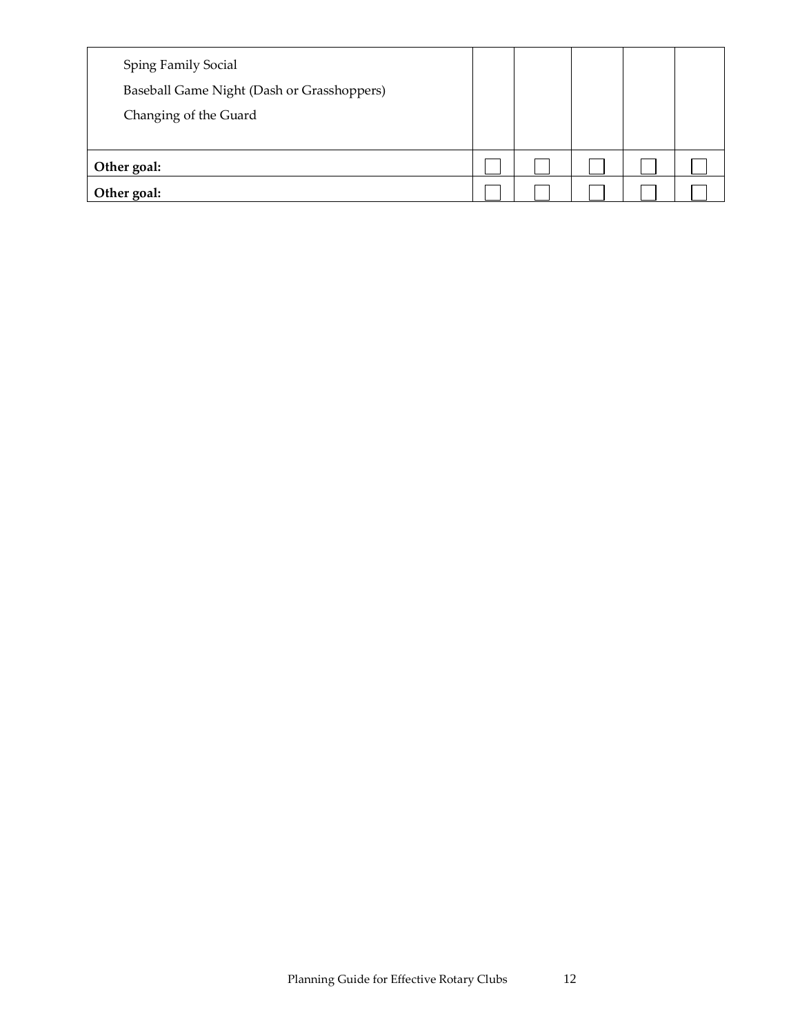| | | | | | |
|---|---|---|---|---|---|
| Sping Family Social<br>Baseball Game Night (Dash or Grasshoppers)<br>Changing of the Guard | | | | | |
| **Other goal:** | ☐ | ☐ | ☐ | ☐ | ☐ |
| **Other goal:** | ☐ | ☐ | ☐ | ☐ | ☐ |